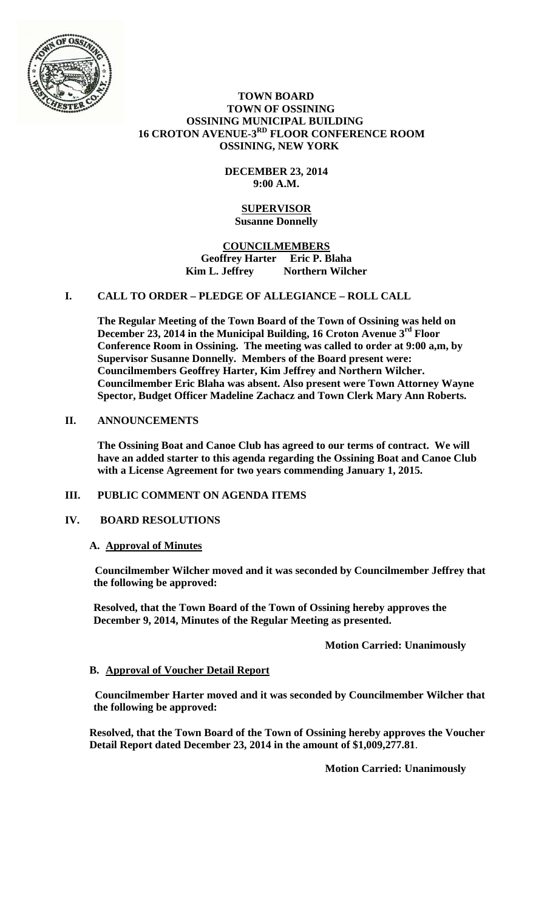**TOWN BOARD**
**TOWN OF OSSINING**
**OSSINING MUNICIPAL BUILDING**
**16 CROTON AVENUE-3RD FLOOR CONFERENCE ROOM**
**OSSINING, NEW YORK**

**DECEMBER 23, 2014**
**9:00 A.M.**

**SUPERVISOR**
**Susanne Donnelly**

**COUNCILMEMBERS**
**Geoffrey Harter Eric P. Blaha**
**Kim L. Jeffrey Northern Wilcher**

## I. CALL TO ORDER – PLEDGE OF ALLEGIANCE – ROLL CALL

**The Regular Meeting of the Town Board of the Town of Ossining was held on December 23, 2014 in the Municipal Building, 16 Croton Avenue 3rd Floor Conference Room in Ossining. The meeting was called to order at 9:00 a,m, by Supervisor Susanne Donnelly. Members of the Board present were: Councilmembers Geoffrey Harter, Kim Jeffrey and Northern Wilcher. Councilmember Eric Blaha was absent. Also present were Town Attorney Wayne Spector, Budget Officer Madeline Zachacz and Town Clerk Mary Ann Roberts.**

## II. ANNOUNCEMENTS

**The Ossining Boat and Canoe Club has agreed to our terms of contract. We will have an added starter to this agenda regarding the Ossining Boat and Canoe Club with a License Agreement for two years commending January 1, 2015.**

## III. PUBLIC COMMENT ON AGENDA ITEMS

## IV. BOARD RESOLUTIONS

### A. Approval of Minutes

**Councilmember Wilcher moved and it was seconded by Councilmember Jeffrey that the following be approved:**

**Resolved, that the Town Board of the Town of Ossining hereby approves the December 9, 2014, Minutes of the Regular Meeting as presented.**

**Motion Carried: Unanimously**

### B. Approval of Voucher Detail Report

**Councilmember Harter moved and it was seconded by Councilmember Wilcher that the following be approved:**

**Resolved, that the Town Board of the Town of Ossining hereby approves the Voucher Detail Report dated December 23, 2014 in the amount of $1,009,277.81.**

**Motion Carried: Unanimously**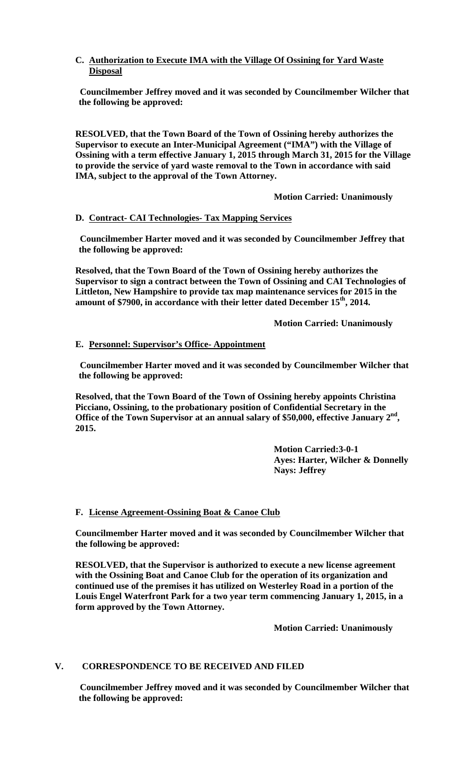**C. Authorization to Execute IMA with the Village Of Ossining for Yard Waste Disposal**

**Councilmember Jeffrey moved and it was seconded by Councilmember Wilcher that the following be approved:**

**RESOLVED, that the Town Board of the Town of Ossining hereby authorizes the Supervisor to execute an Inter-Municipal Agreement ("IMA") with the Village of Ossining with a term effective January 1, 2015 through March 31, 2015 for the Village to provide the service of yard waste removal to the Town in accordance with said IMA, subject to the approval of the Town Attorney.**

**Motion Carried: Unanimously**

**D. Contract- CAI Technologies- Tax Mapping Services**

**Councilmember Harter moved and it was seconded by Councilmember Jeffrey that the following be approved:**

**Resolved, that the Town Board of the Town of Ossining hereby authorizes the Supervisor to sign a contract between the Town of Ossining and CAI Technologies of Littleton, New Hampshire to provide tax map maintenance services for 2015 in the amount of $7900, in accordance with their letter dated December 15th, 2014.**

**Motion Carried: Unanimously**

**E. Personnel: Supervisor's Office- Appointment**

**Councilmember Harter moved and it was seconded by Councilmember Wilcher that the following be approved:**

**Resolved, that the Town Board of the Town of Ossining hereby appoints Christina Picciano, Ossining, to the probationary position of Confidential Secretary in the Office of the Town Supervisor at an annual salary of $50,000, effective January 2nd, 2015.**

**Motion Carried:3-0-1**
**Ayes: Harter, Wilcher & Donnelly**
**Nays: Jeffrey**

**F. License Agreement-Ossining Boat & Canoe Club**

**Councilmember Harter moved and it was seconded by Councilmember Wilcher that the following be approved:**

**RESOLVED, that the Supervisor is authorized to execute a new license agreement with the Ossining Boat and Canoe Club for the operation of its organization and continued use of the premises it has utilized on Westerley Road in a portion of the Louis Engel Waterfront Park for a two year term commencing January 1, 2015, in a form approved by the Town Attorney.**

**Motion Carried: Unanimously**

**V. CORRESPONDENCE TO BE RECEIVED AND FILED**

**Councilmember Jeffrey moved and it was seconded by Councilmember Wilcher that the following be approved:**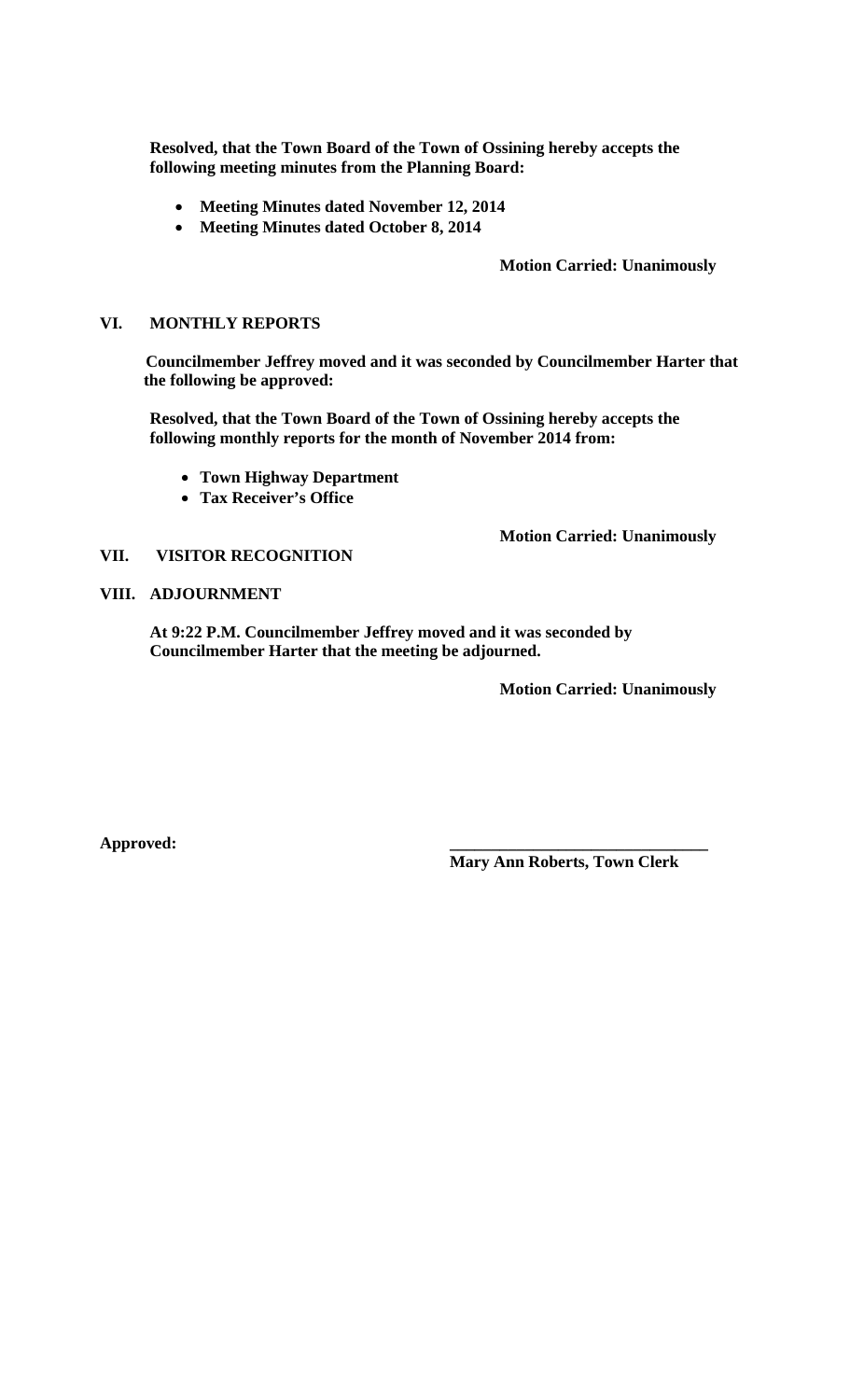**Resolved, that the Town Board of the Town of Ossining hereby accepts the following meeting minutes from the Planning Board:**

- **Meeting Minutes dated November 12, 2014**
- **Meeting Minutes dated October 8, 2014**

**Motion Carried: Unanimously**

## VI. MONTHLY REPORTS

**Councilmember Jeffrey moved and it was seconded by Councilmember Harter that the following be approved:**

**Resolved, that the Town Board of the Town of Ossining hereby accepts the following monthly reports for the month of November 2014 from:**

- **Town Highway Department**
- **Tax Receiver's Office**

**Motion Carried: Unanimously**

## VII. VISITOR RECOGNITION

## VIII. ADJOURNMENT

**At 9:22 P.M. Councilmember Jeffrey moved and it was seconded by Councilmember Harter that the meeting be adjourned.**

**Motion Carried: Unanimously**

**Approved:** \_\_\_\_\_\_\_\_\_\_\_\_\_\_\_\_\_\_\_\_\_\_\_\_\_\_\_\_\_\_

**Mary Ann Roberts, Town Clerk**